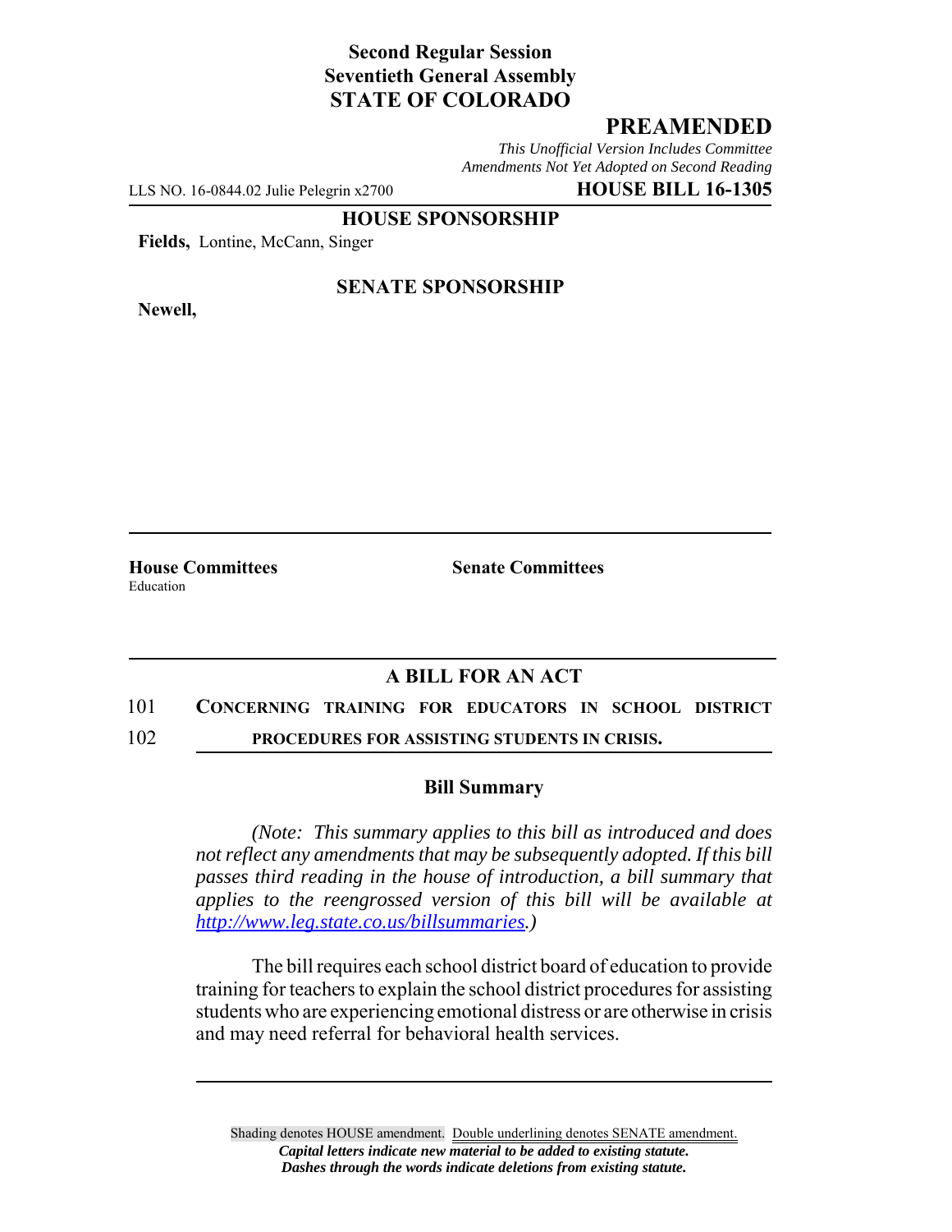**Second Regular Session**
**Seventieth General Assembly**
**STATE OF COLORADO**

## PREAMENDED

*This Unofficial Version Includes Committee Amendments Not Yet Adopted on Second Reading*

LLS NO. 16-0844.02 Julie Pelegrin x2700 **HOUSE BILL 16-1305**

**HOUSE SPONSORSHIP**

**Fields,** Lontine, McCann, Singer

**SENATE SPONSORSHIP**

**Newell,**

**House Committees**
Education

**Senate Committees**

## A BILL FOR AN ACT

101 **CONCERNING TRAINING FOR EDUCATORS IN SCHOOL DISTRICT**
102 **PROCEDURES FOR ASSISTING STUDENTS IN CRISIS.**

### Bill Summary

*(Note: This summary applies to this bill as introduced and does not reflect any amendments that may be subsequently adopted. If this bill passes third reading in the house of introduction, a bill summary that applies to the reengrossed version of this bill will be available at http://www.leg.state.co.us/billsummaries.)*

The bill requires each school district board of education to provide training for teachers to explain the school district procedures for assisting students who are experiencing emotional distress or are otherwise in crisis and may need referral for behavioral health services.

Shading denotes HOUSE amendment. Double underlining denotes SENATE amendment.
***Capital letters indicate new material to be added to existing statute.***
***Dashes through the words indicate deletions from existing statute.***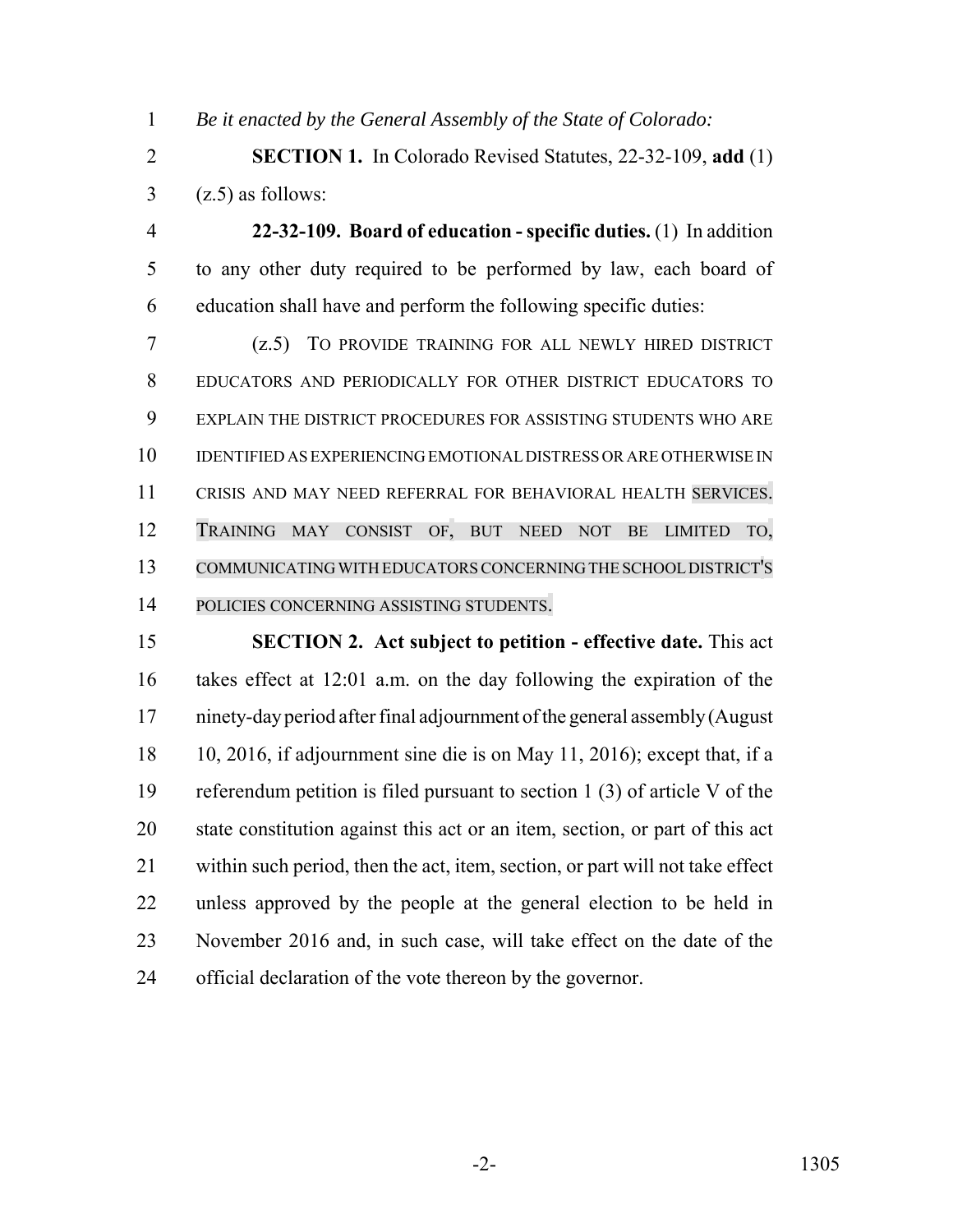*Be it enacted by the General Assembly of the State of Colorado:*

**SECTION 1.** In Colorado Revised Statutes, 22-32-109, **add** (1) (z.5) as follows:

**22-32-109. Board of education - specific duties.** (1) In addition to any other duty required to be performed by law, each board of education shall have and perform the following specific duties:

(z.5) TO PROVIDE TRAINING FOR ALL NEWLY HIRED DISTRICT EDUCATORS AND PERIODICALLY FOR OTHER DISTRICT EDUCATORS TO EXPLAIN THE DISTRICT PROCEDURES FOR ASSISTING STUDENTS WHO ARE IDENTIFIED AS EXPERIENCING EMOTIONAL DISTRESS OR ARE OTHERWISE IN CRISIS AND MAY NEED REFERRAL FOR BEHAVIORAL HEALTH SERVICES. TRAINING MAY CONSIST OF, BUT NEED NOT BE LIMITED TO, COMMUNICATING WITH EDUCATORS CONCERNING THE SCHOOL DISTRICT'S POLICIES CONCERNING ASSISTING STUDENTS.

**SECTION 2. Act subject to petition - effective date.** This act takes effect at 12:01 a.m. on the day following the expiration of the ninety-day period after final adjournment of the general assembly (August 10, 2016, if adjournment sine die is on May 11, 2016); except that, if a referendum petition is filed pursuant to section 1 (3) of article V of the state constitution against this act or an item, section, or part of this act within such period, then the act, item, section, or part will not take effect unless approved by the people at the general election to be held in November 2016 and, in such case, will take effect on the date of the official declaration of the vote thereon by the governor.